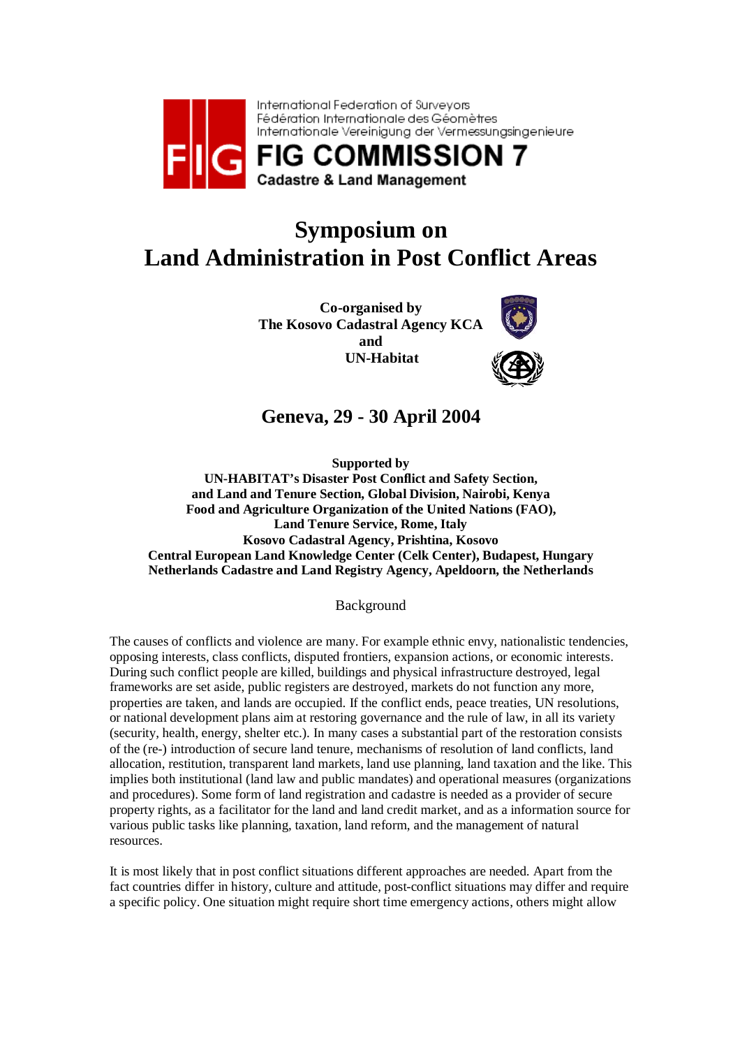International Federation of Surveyors
Fédération Internationale des Géomètres
Internationale Vereinigung der Vermessungsingenieure

**FIG COMMISSION 7**
**Cadastre & Land Management**

# Symposium on Land Administration in Post Conflict Areas

**Co-organised by**
**The Kosovo Cadastral Agency KCA**
**and**
**UN-Habitat**

## Geneva, 29 - 30 April 2004

**Supported by**
**UN-HABITAT's Disaster Post Conflict and Safety Section,**
**and Land and Tenure Section, Global Division, Nairobi, Kenya**
**Food and Agriculture Organization of the United Nations (FAO),**
**Land Tenure Service, Rome, Italy**
**Kosovo Cadastral Agency, Prishtina, Kosovo**
**Central European Land Knowledge Center (Celk Center), Budapest, Hungary**
**Netherlands Cadastre and Land Registry Agency, Apeldoorn, the Netherlands**

Background

The causes of conflicts and violence are many. For example ethnic envy, nationalistic tendencies, opposing interests, class conflicts, disputed frontiers, expansion actions, or economic interests. During such conflict people are killed, buildings and physical infrastructure destroyed, legal frameworks are set aside, public registers are destroyed, markets do not function any more, properties are taken, and lands are occupied. If the conflict ends, peace treaties, UN resolutions, or national development plans aim at restoring governance and the rule of law, in all its variety (security, health, energy, shelter etc.). In many cases a substantial part of the restoration consists of the (re-) introduction of secure land tenure, mechanisms of resolution of land conflicts, land allocation, restitution, transparent land markets, land use planning, land taxation and the like. This implies both institutional (land law and public mandates) and operational measures (organizations and procedures). Some form of land registration and cadastre is needed as a provider of secure property rights, as a facilitator for the land and land credit market, and as a information source for various public tasks like planning, taxation, land reform, and the management of natural resources.

It is most likely that in post conflict situations different approaches are needed. Apart from the fact countries differ in history, culture and attitude, post-conflict situations may differ and require a specific policy. One situation might require short time emergency actions, others might allow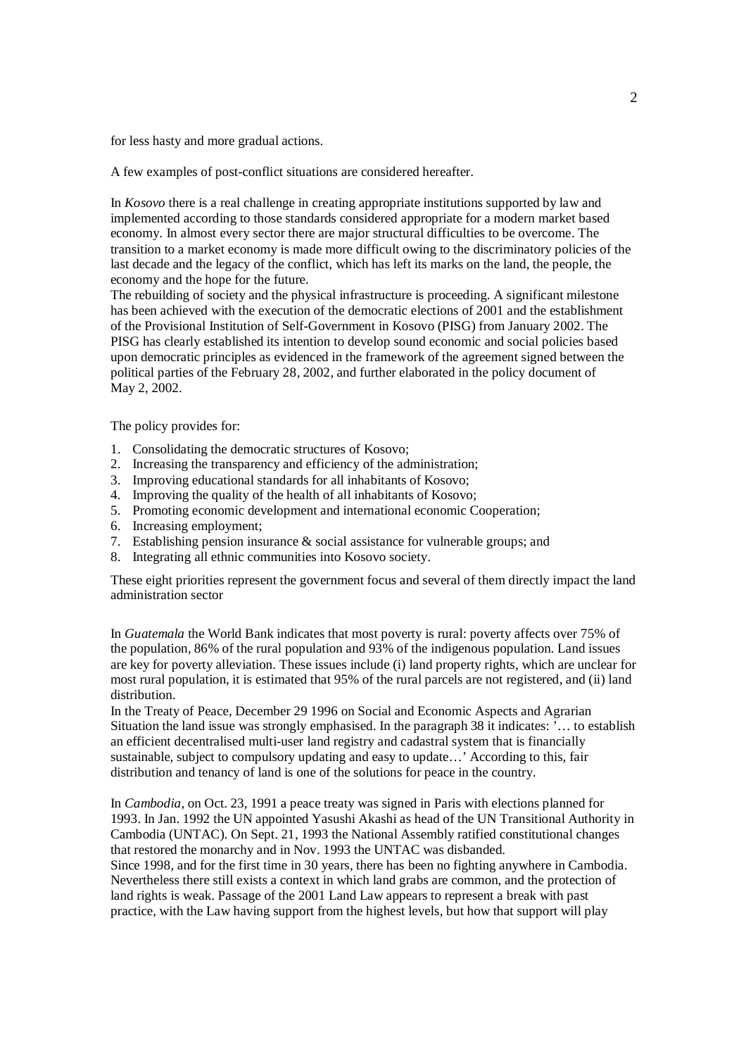for less hasty and more gradual actions.

A few examples of post-conflict situations are considered hereafter.

In *Kosovo* there is a real challenge in creating appropriate institutions supported by law and implemented according to those standards considered appropriate for a modern market based economy. In almost every sector there are major structural difficulties to be overcome. The transition to a market economy is made more difficult owing to the discriminatory policies of the last decade and the legacy of the conflict, which has left its marks on the land, the people, the economy and the hope for the future.

The rebuilding of society and the physical infrastructure is proceeding. A significant milestone has been achieved with the execution of the democratic elections of 2001 and the establishment of the Provisional Institution of Self-Government in Kosovo (PISG) from January 2002. The PISG has clearly established its intention to develop sound economic and social policies based upon democratic principles as evidenced in the framework of the agreement signed between the political parties of the February 28, 2002, and further elaborated in the policy document of May 2, 2002.

The policy provides for:

1. Consolidating the democratic structures of Kosovo;
2. Increasing the transparency and efficiency of the administration;
3. Improving educational standards for all inhabitants of Kosovo;
4. Improving the quality of the health of all inhabitants of Kosovo;
5. Promoting economic development and international economic Cooperation;
6. Increasing employment;
7. Establishing pension insurance & social assistance for vulnerable groups; and
8. Integrating all ethnic communities into Kosovo society.

These eight priorities represent the government focus and several of them directly impact the land administration sector

In *Guatemala* the World Bank indicates that most poverty is rural: poverty affects over 75% of the population, 86% of the rural population and 93% of the indigenous population. Land issues are key for poverty alleviation. These issues include (i) land property rights, which are unclear for most rural population, it is estimated that 95% of the rural parcels are not registered, and (ii) land distribution.

In the Treaty of Peace, December 29 1996 on Social and Economic Aspects and Agrarian Situation the land issue was strongly emphasised. In the paragraph 38 it indicates: '… to establish an efficient decentralised multi-user land registry and cadastral system that is financially sustainable, subject to compulsory updating and easy to update…' According to this, fair distribution and tenancy of land is one of the solutions for peace in the country.

In *Cambodia*, on Oct. 23, 1991 a peace treaty was signed in Paris with elections planned for 1993. In Jan. 1992 the UN appointed Yasushi Akashi as head of the UN Transitional Authority in Cambodia (UNTAC). On Sept. 21, 1993 the National Assembly ratified constitutional changes that restored the monarchy and in Nov. 1993 the UNTAC was disbanded.

Since 1998, and for the first time in 30 years, there has been no fighting anywhere in Cambodia. Nevertheless there still exists a context in which land grabs are common, and the protection of land rights is weak. Passage of the 2001 Land Law appears to represent a break with past practice, with the Law having support from the highest levels, but how that support will play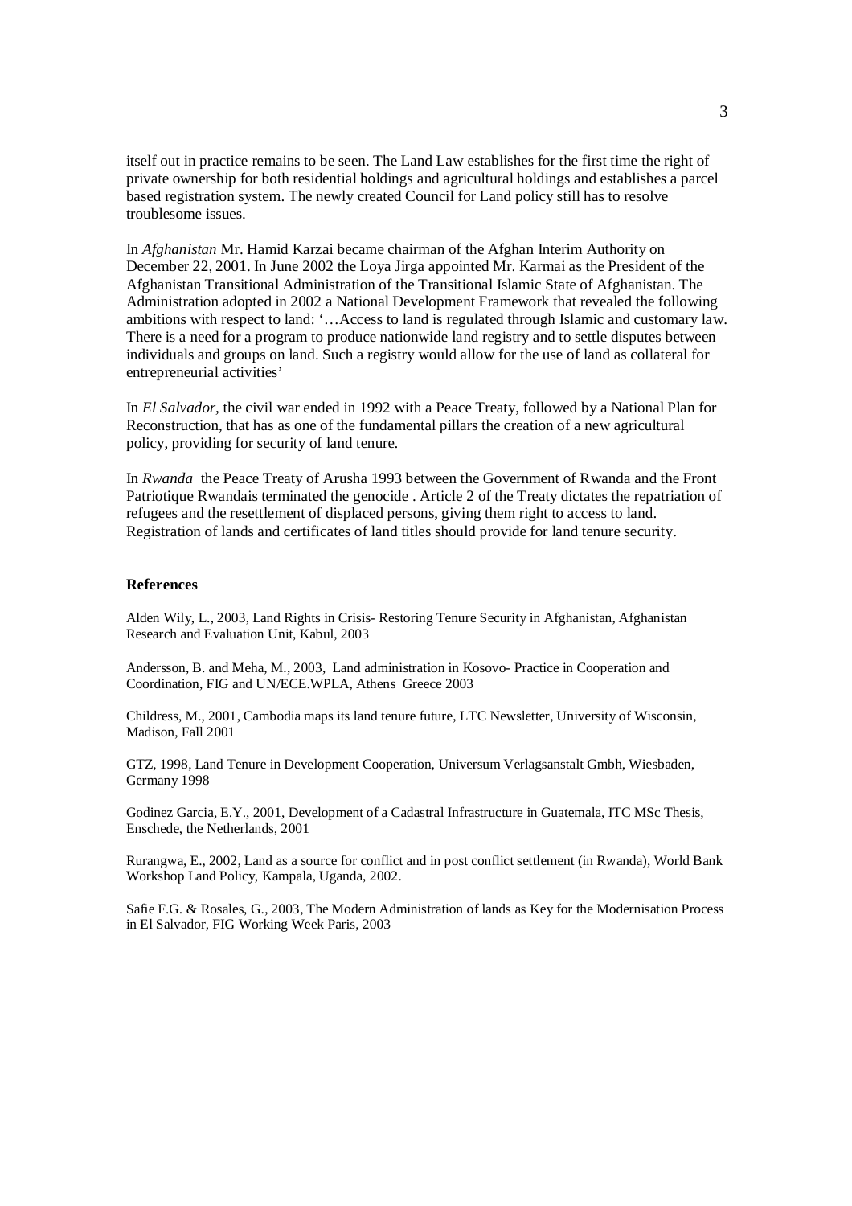itself out in practice remains to be seen. The Land Law establishes for the first time the right of private ownership for both residential holdings and agricultural holdings and establishes a parcel based registration system. The newly created Council for Land policy still has to resolve troublesome issues.

In *Afghanistan* Mr. Hamid Karzai became chairman of the Afghan Interim Authority on December 22, 2001. In June 2002 the Loya Jirga appointed Mr. Karmai as the President of the Afghanistan Transitional Administration of the Transitional Islamic State of Afghanistan. The Administration adopted in 2002 a National Development Framework that revealed the following ambitions with respect to land: '…Access to land is regulated through Islamic and customary law. There is a need for a program to produce nationwide land registry and to settle disputes between individuals and groups on land. Such a registry would allow for the use of land as collateral for entrepreneurial activities'

In *El Salvador,* the civil war ended in 1992 with a Peace Treaty, followed by a National Plan for Reconstruction, that has as one of the fundamental pillars the creation of a new agricultural policy, providing for security of land tenure.

In *Rwanda* the Peace Treaty of Arusha 1993 between the Government of Rwanda and the Front Patriotique Rwandais terminated the genocide . Article 2 of the Treaty dictates the repatriation of refugees and the resettlement of displaced persons, giving them right to access to land. Registration of lands and certificates of land titles should provide for land tenure security.

**References**

Alden Wily, L., 2003, Land Rights in Crisis- Restoring Tenure Security in Afghanistan, Afghanistan Research and Evaluation Unit, Kabul, 2003

Andersson, B. and Meha, M., 2003, Land administration in Kosovo- Practice in Cooperation and Coordination, FIG and UN/ECE.WPLA, Athens Greece 2003

Childress, M., 2001, Cambodia maps its land tenure future, LTC Newsletter, University of Wisconsin, Madison, Fall 2001

GTZ, 1998, Land Tenure in Development Cooperation, Universum Verlagsanstalt Gmbh, Wiesbaden, Germany 1998

Godinez Garcia, E.Y., 2001, Development of a Cadastral Infrastructure in Guatemala, ITC MSc Thesis, Enschede, the Netherlands, 2001

Rurangwa, E., 2002, Land as a source for conflict and in post conflict settlement (in Rwanda), World Bank Workshop Land Policy, Kampala, Uganda, 2002.

Safie F.G. & Rosales, G., 2003, The Modern Administration of lands as Key for the Modernisation Process in El Salvador, FIG Working Week Paris, 2003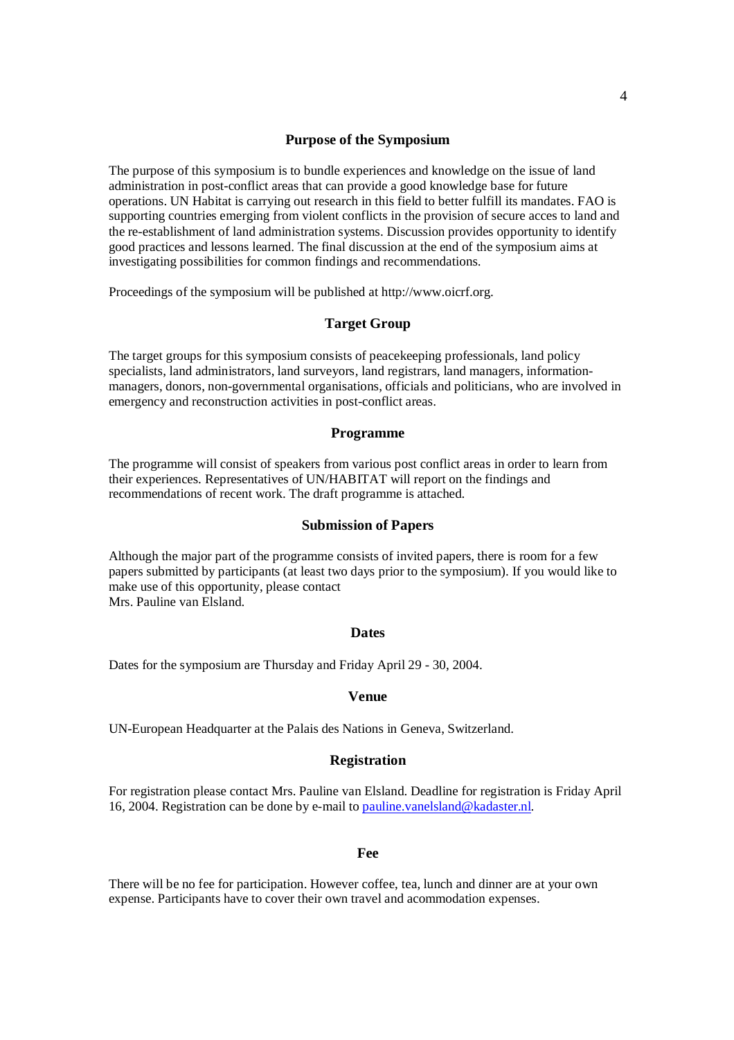## Purpose of the Symposium

The purpose of this symposium is to bundle experiences and knowledge on the issue of land administration in post-conflict areas that can provide a good knowledge base for future operations. UN Habitat is carrying out research in this field to better fulfill its mandates. FAO is supporting countries emerging from violent conflicts in the provision of secure acces to land and the re-establishment of land administration systems. Discussion provides opportunity to identify good practices and lessons learned. The final discussion at the end of the symposium aims at investigating possibilities for common findings and recommendations.

Proceedings of the symposium will be published at http://www.oicrf.org.

## Target Group

The target groups for this symposium consists of peacekeeping professionals, land policy specialists, land administrators, land surveyors, land registrars, land managers, information-managers, donors, non-governmental organisations, officials and politicians, who are involved in emergency and reconstruction activities in post-conflict areas.

## Programme

The programme will consist of speakers from various post conflict areas in order to learn from their experiences. Representatives of UN/HABITAT will report on the findings and recommendations of recent work. The draft programme is attached.

## Submission of Papers

Although the major part of the programme consists of invited papers, there is room for a few papers submitted by participants (at least two days prior to the symposium). If you would like to make use of this opportunity, please contact
Mrs. Pauline van Elsland.

## Dates

Dates for the symposium are Thursday and Friday April 29 - 30, 2004.

## Venue

UN-European Headquarter at the Palais des Nations in Geneva, Switzerland.

## Registration

For registration please contact Mrs. Pauline van Elsland. Deadline for registration is Friday April 16, 2004. Registration can be done by e-mail to pauline.vanelsland@kadaster.nl.

## Fee

There will be no fee for participation. However coffee, tea, lunch and dinner are at your own expense. Participants have to cover their own travel and acommodation expenses.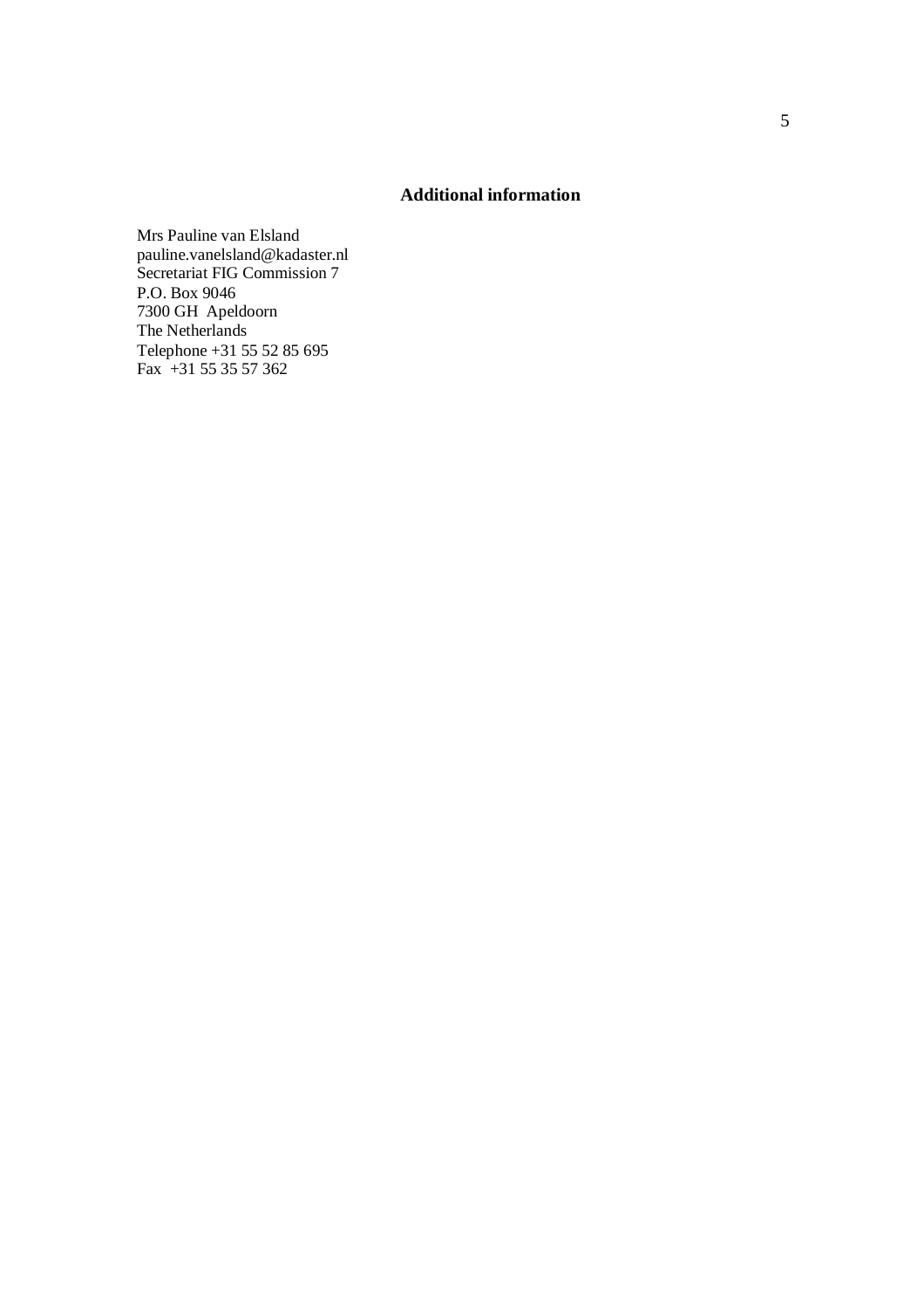## Additional information

Mrs Pauline van Elsland
pauline.vanelsland@kadaster.nl
Secretariat FIG Commission 7
P.O. Box 9046
7300 GH  Apeldoorn
The Netherlands
Telephone +31 55 52 85 695
Fax  +31 55 35 57 362